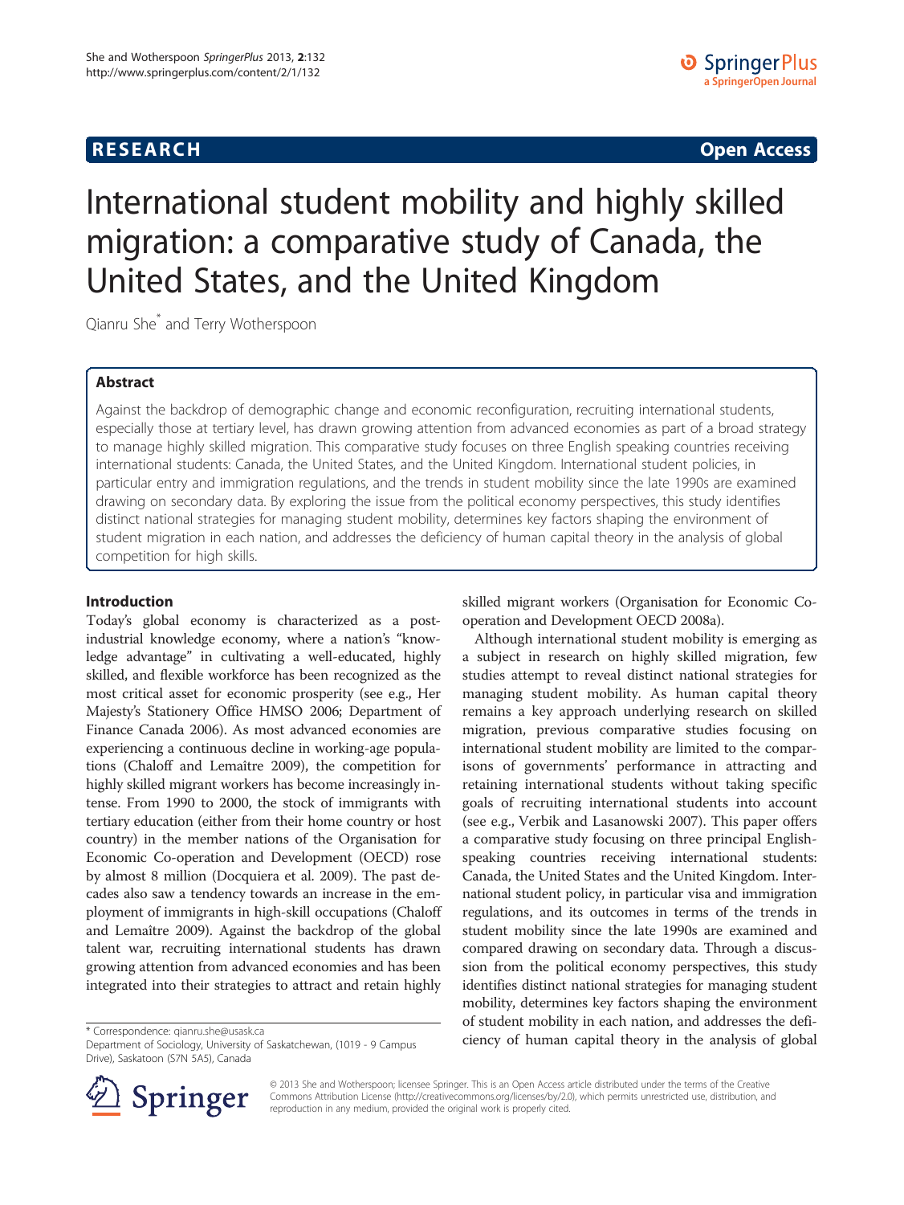**RESEARCH** **Open Access**

# International student mobility and highly skilled migration: a comparative study of Canada, the United States, and the United Kingdom

Qianru She* and Terry Wotherspoon

## Abstract

Against the backdrop of demographic change and economic reconfiguration, recruiting international students, especially those at tertiary level, has drawn growing attention from advanced economies as part of a broad strategy to manage highly skilled migration. This comparative study focuses on three English speaking countries receiving international students: Canada, the United States, and the United Kingdom. International student policies, in particular entry and immigration regulations, and the trends in student mobility since the late 1990s are examined drawing on secondary data. By exploring the issue from the political economy perspectives, this study identifies distinct national strategies for managing student mobility, determines key factors shaping the environment of student migration in each nation, and addresses the deficiency of human capital theory in the analysis of global competition for high skills.

## Introduction

Today's global economy is characterized as a post-industrial knowledge economy, where a nation's "knowledge advantage" in cultivating a well-educated, highly skilled, and flexible workforce has been recognized as the most critical asset for economic prosperity (see e.g., Her Majesty's Stationery Office HMSO 2006; Department of Finance Canada 2006). As most advanced economies are experiencing a continuous decline in working-age populations (Chaloff and Lemaître 2009), the competition for highly skilled migrant workers has become increasingly intense. From 1990 to 2000, the stock of immigrants with tertiary education (either from their home country or host country) in the member nations of the Organisation for Economic Co-operation and Development (OECD) rose by almost 8 million (Docquiera et al. 2009). The past decades also saw a tendency towards an increase in the employment of immigrants in high-skill occupations (Chaloff and Lemaître 2009). Against the backdrop of the global talent war, recruiting international students has drawn growing attention from advanced economies and has been integrated into their strategies to attract and retain highly skilled migrant workers (Organisation for Economic Co-operation and Development OECD 2008a).

Although international student mobility is emerging as a subject in research on highly skilled migration, few studies attempt to reveal distinct national strategies for managing student mobility. As human capital theory remains a key approach underlying research on skilled migration, previous comparative studies focusing on international student mobility are limited to the comparisons of governments' performance in attracting and retaining international students without taking specific goals of recruiting international students into account (see e.g., Verbik and Lasanowski 2007). This paper offers a comparative study focusing on three principal English-speaking countries receiving international students: Canada, the United States and the United Kingdom. International student policy, in particular visa and immigration regulations, and its outcomes in terms of the trends in student mobility since the late 1990s are examined and compared drawing on secondary data. Through a discussion from the political economy perspectives, this study identifies distinct national strategies for managing student mobility, determines key factors shaping the environment of student mobility in each nation, and addresses the deficiency of human capital theory in the analysis of global

\* Correspondence: qianru.she@usask.ca
Department of Sociology, University of Saskatchewan, (1019 - 9 Campus Drive), Saskatoon (S7N 5A5), Canada

© 2013 She and Wotherspoon; licensee Springer. This is an Open Access article distributed under the terms of the Creative Commons Attribution License (http://creativecommons.org/licenses/by/2.0), which permits unrestricted use, distribution, and reproduction in any medium, provided the original work is properly cited.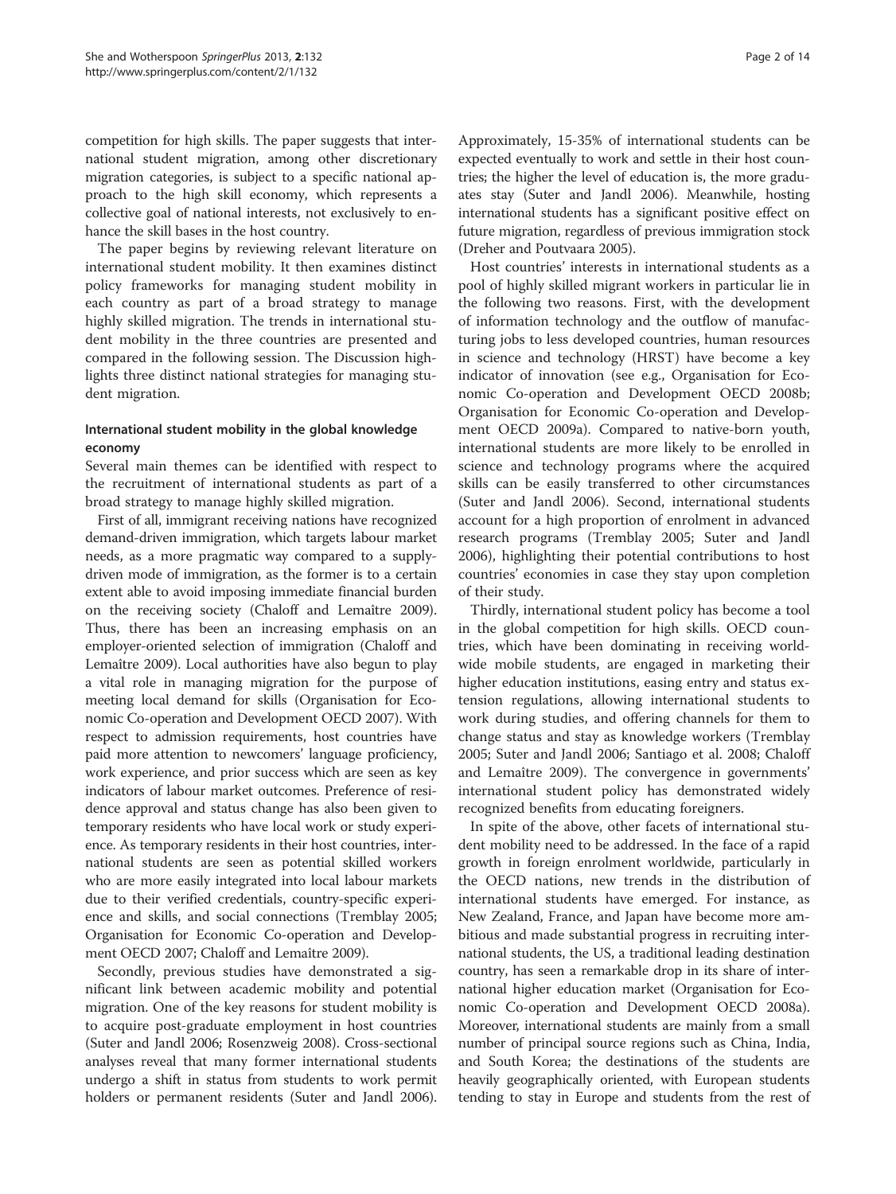competition for high skills. The paper suggests that international student migration, among other discretionary migration categories, is subject to a specific national approach to the high skill economy, which represents a collective goal of national interests, not exclusively to enhance the skill bases in the host country.

The paper begins by reviewing relevant literature on international student mobility. It then examines distinct policy frameworks for managing student mobility in each country as part of a broad strategy to manage highly skilled migration. The trends in international student mobility in the three countries are presented and compared in the following session. The Discussion highlights three distinct national strategies for managing student migration.

## International student mobility in the global knowledge economy

Several main themes can be identified with respect to the recruitment of international students as part of a broad strategy to manage highly skilled migration.

First of all, immigrant receiving nations have recognized demand-driven immigration, which targets labour market needs, as a more pragmatic way compared to a supply-driven mode of immigration, as the former is to a certain extent able to avoid imposing immediate financial burden on the receiving society (Chaloff and Lemaître 2009). Thus, there has been an increasing emphasis on an employer-oriented selection of immigration (Chaloff and Lemaître 2009). Local authorities have also begun to play a vital role in managing migration for the purpose of meeting local demand for skills (Organisation for Economic Co-operation and Development OECD 2007). With respect to admission requirements, host countries have paid more attention to newcomers' language proficiency, work experience, and prior success which are seen as key indicators of labour market outcomes. Preference of residence approval and status change has also been given to temporary residents who have local work or study experience. As temporary residents in their host countries, international students are seen as potential skilled workers who are more easily integrated into local labour markets due to their verified credentials, country-specific experience and skills, and social connections (Tremblay 2005; Organisation for Economic Co-operation and Development OECD 2007; Chaloff and Lemaître 2009).

Secondly, previous studies have demonstrated a significant link between academic mobility and potential migration. One of the key reasons for student mobility is to acquire post-graduate employment in host countries (Suter and Jandl 2006; Rosenzweig 2008). Cross-sectional analyses reveal that many former international students undergo a shift in status from students to work permit holders or permanent residents (Suter and Jandl 2006). Approximately, 15-35% of international students can be expected eventually to work and settle in their host countries; the higher the level of education is, the more graduates stay (Suter and Jandl 2006). Meanwhile, hosting international students has a significant positive effect on future migration, regardless of previous immigration stock (Dreher and Poutvaara 2005).

Host countries' interests in international students as a pool of highly skilled migrant workers in particular lie in the following two reasons. First, with the development of information technology and the outflow of manufacturing jobs to less developed countries, human resources in science and technology (HRST) have become a key indicator of innovation (see e.g., Organisation for Economic Co-operation and Development OECD 2008b; Organisation for Economic Co-operation and Development OECD 2009a). Compared to native-born youth, international students are more likely to be enrolled in science and technology programs where the acquired skills can be easily transferred to other circumstances (Suter and Jandl 2006). Second, international students account for a high proportion of enrolment in advanced research programs (Tremblay 2005; Suter and Jandl 2006), highlighting their potential contributions to host countries' economies in case they stay upon completion of their study.

Thirdly, international student policy has become a tool in the global competition for high skills. OECD countries, which have been dominating in receiving worldwide mobile students, are engaged in marketing their higher education institutions, easing entry and status extension regulations, allowing international students to work during studies, and offering channels for them to change status and stay as knowledge workers (Tremblay 2005; Suter and Jandl 2006; Santiago et al. 2008; Chaloff and Lemaître 2009). The convergence in governments' international student policy has demonstrated widely recognized benefits from educating foreigners.

In spite of the above, other facets of international student mobility need to be addressed. In the face of a rapid growth in foreign enrolment worldwide, particularly in the OECD nations, new trends in the distribution of international students have emerged. For instance, as New Zealand, France, and Japan have become more ambitious and made substantial progress recruiting international students, the US, a traditional leading destination country, has seen a remarkable drop in its share of international higher education market (Organisation for Economic Co-operation and Development OECD 2008a). Moreover, international students are mainly from a small number of principal source regions such as China, India, and South Korea; the destinations of the students are heavily geographically oriented, with European students tending to stay in Europe and students from the rest of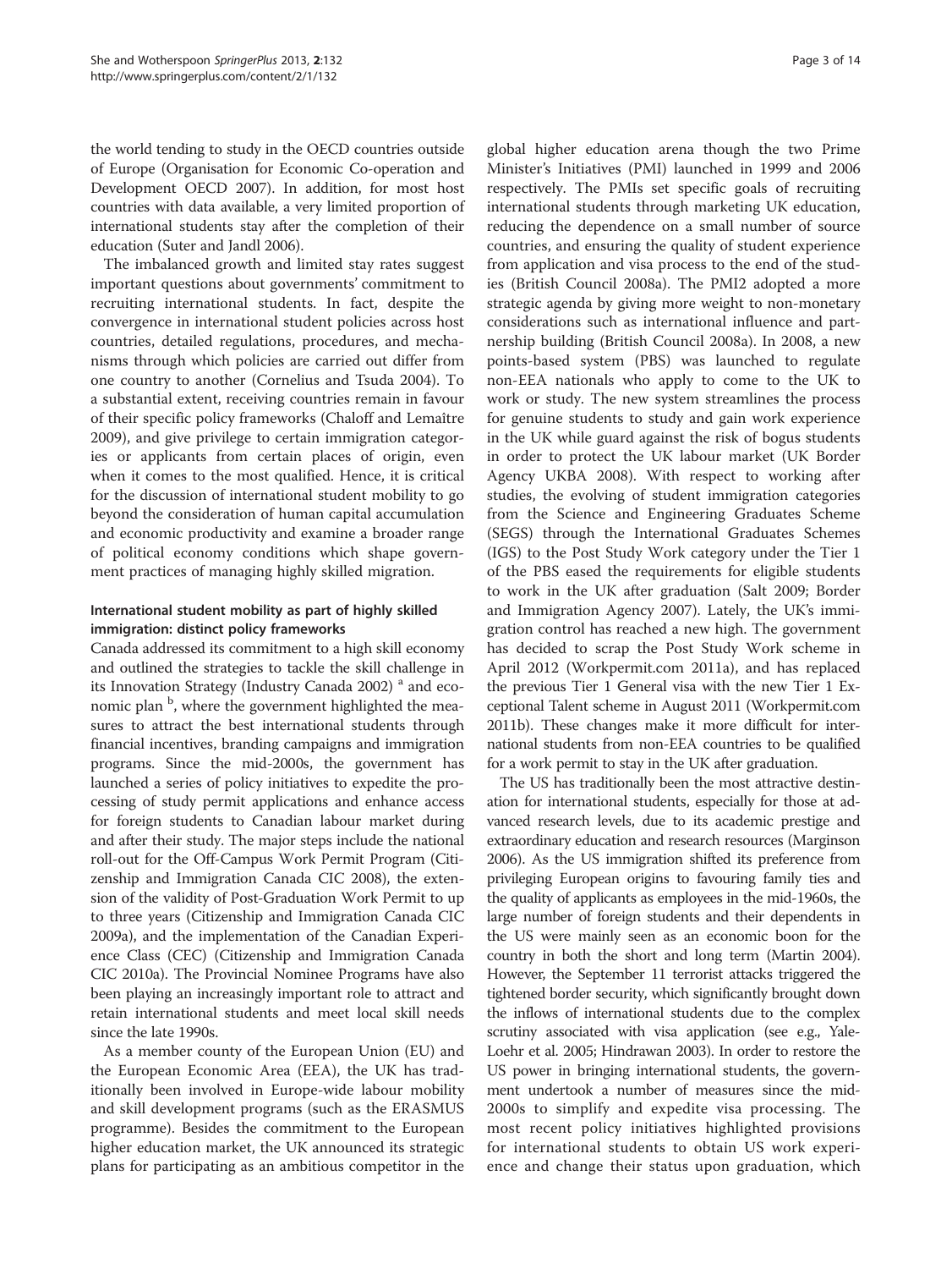the world tending to study in the OECD countries outside of Europe (Organisation for Economic Co-operation and Development OECD 2007). In addition, for most host countries with data available, a very limited proportion of international students stay after the completion of their education (Suter and Jandl 2006).

The imbalanced growth and limited stay rates suggest important questions about governments' commitment to recruiting international students. In fact, despite the convergence in international student policies across host countries, detailed regulations, procedures, and mechanisms through which policies are carried out differ from one country to another (Cornelius and Tsuda 2004). To a substantial extent, receiving countries remain in favour of their specific policy frameworks (Chaloff and Lemaître 2009), and give privilege to certain immigration categories or applicants from certain places of origin, even when it comes to the most qualified. Hence, it is critical for the discussion of international student mobility to go beyond the consideration of human capital accumulation and economic productivity and examine a broader range of political economy conditions which shape government practices of managing highly skilled migration.

### International student mobility as part of highly skilled immigration: distinct policy frameworks

Canada addressed its commitment to a high skill economy and outlined the strategies to tackle the skill challenge in its Innovation Strategy (Industry Canada 2002) [a] and economic plan [b], where the government highlighted the measures to attract the best international students through financial incentives, branding campaigns and immigration programs. Since the mid-2000s, the government has launched a series of policy initiatives to expedite the processing of study permit applications and enhance access for foreign students to Canadian labour market during and after their study. The major steps include the national roll-out for the Off-Campus Work Permit Program (Citizenship and Immigration Canada CIC 2008), the extension of the validity of Post-Graduation Work Permit to up to three years (Citizenship and Immigration Canada CIC 2009a), and the implementation of the Canadian Experience Class (CEC) (Citizenship and Immigration Canada CIC 2010a). The Provincial Nominee Programs have also been playing an increasingly important role to attract and retain international students and meet local skill needs since the late 1990s.

As a member county of the European Union (EU) and the European Economic Area (EEA), the UK has traditionally been involved in Europe-wide labour mobility and skill development programs (such as the ERASMUS programme). Besides the commitment to the European higher education market, the UK announced its strategic plans for participating as an ambitious competitor in the global higher education arena though the two Prime Minister's Initiatives (PMI) launched in 1999 and 2006 respectively. The PMIs set specific goals of recruiting international students through marketing UK education, reducing the dependence on a small number of source countries, and ensuring the quality of student experience from application and visa process to the end of the studies (British Council 2008a). The PMI2 adopted a more strategic agenda by giving more weight to non-monetary considerations such as international influence and partnership building (British Council 2008a). In 2008, a new points-based system (PBS) was launched to regulate non-EEA nationals who apply to come to the UK to work or study. The new system streamlines the process for genuine students to study and gain work experience in the UK while guard against the risk of bogus students in order to protect the UK labour market (UK Border Agency UKBA 2008). With respect to working after studies, the evolving of student immigration categories from the Science and Engineering Graduates Scheme (SEGS) through the International Graduates Schemes (IGS) to the Post Study Work category under the Tier 1 of the PBS eased the requirements for eligible students to work in the UK after graduation (Salt 2009; Border and Immigration Agency 2007). Lately, the UK's immigration control has reached a new high. The government has decided to scrap the Post Study Work scheme in April 2012 (Workpermit.com 2011a), and has replaced the previous Tier 1 General visa with the new Tier 1 Exceptional Talent scheme in August 2011 (Workpermit.com 2011b). These changes make it more difficult for international students from non-EEA countries to be qualified for a work permit to stay in the UK after graduation.

The US has traditionally been the most attractive destination for international students, especially for those at advanced research levels, due to its academic prestige and extraordinary education and research resources (Marginson 2006). As the US immigration shifted its preference from privileging European origins to favouring family ties and the quality of applicants as employees in the mid-1960s, the large number of foreign students and their dependents in the US were mainly seen as an economic boon for the country in both the short and long term (Martin 2004). However, the September 11 terrorist attacks triggered the tightened border security, which significantly brought down the inflows of international students due to the complex scrutiny associated with visa application (see e.g., Yale-Loehr et al. 2005; Hindrawan 2003). In order to restore the US power in bringing international students, the government undertook a number of measures since the mid-2000s to simplify and expedite visa processing. The most recent policy initiatives highlighted provisions for international students to obtain US work experience and change their status upon graduation, which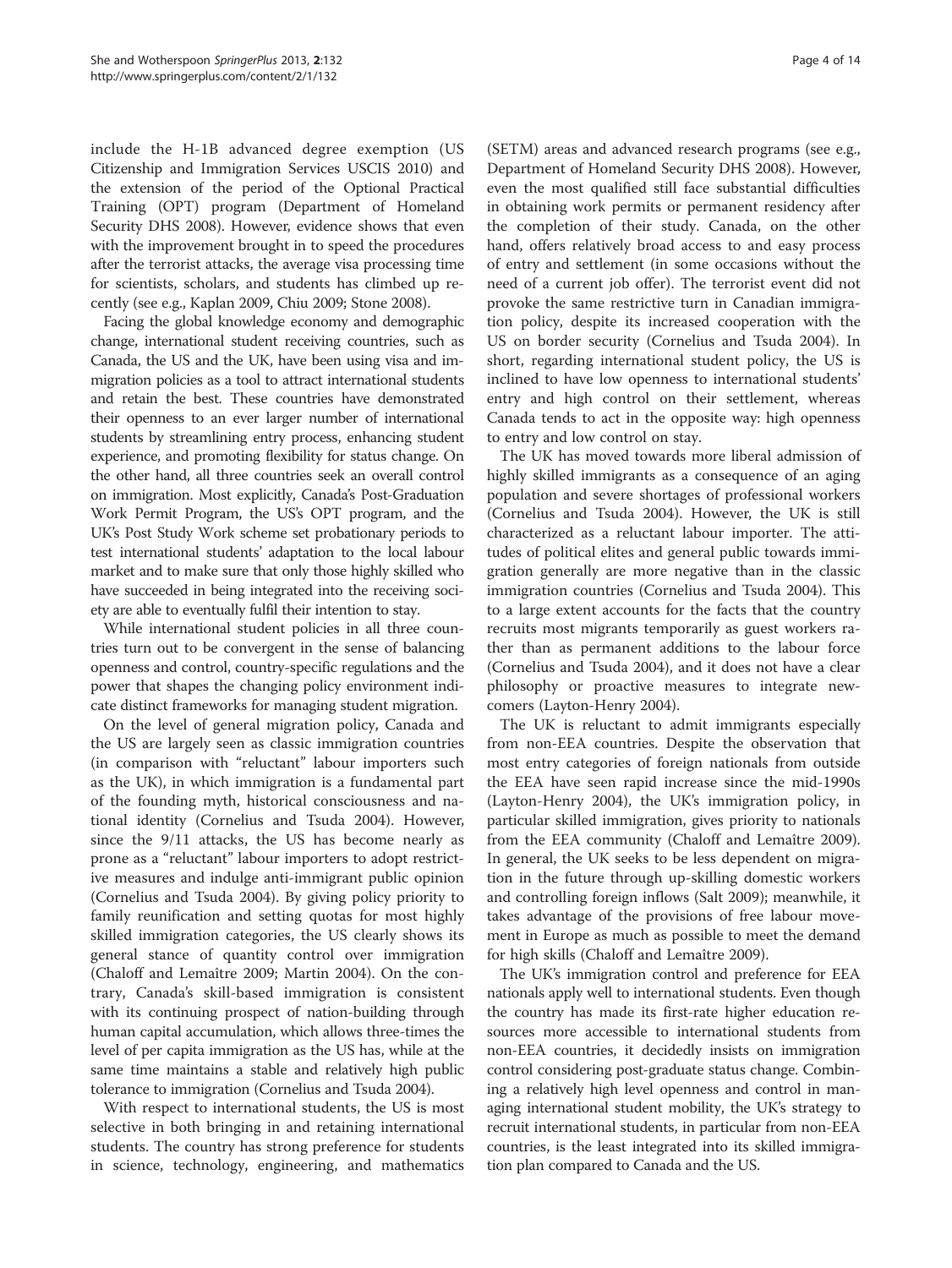include the H-1B advanced degree exemption (US Citizenship and Immigration Services USCIS 2010) and the extension of the period of the Optional Practical Training (OPT) program (Department of Homeland Security DHS 2008). However, evidence shows that even with the improvement brought in to speed the procedures after the terrorist attacks, the average visa processing time for scientists, scholars, and students has climbed up recently (see e.g., Kaplan 2009, Chiu 2009; Stone 2008).

Facing the global knowledge economy and demographic change, international student receiving countries, such as Canada, the US and the UK, have been using visa and immigration policies as a tool to attract international students and retain the best. These countries have demonstrated their openness to an ever larger number of international students by streamlining entry process, enhancing student experience, and promoting flexibility for status change. On the other hand, all three countries seek an overall control on immigration. Most explicitly, Canada's Post-Graduation Work Permit Program, the US's OPT program, and the UK's Post Study Work scheme set probationary periods to test international students' adaptation to the local labour market and to make sure that only those highly skilled who have succeeded in being integrated into the receiving society are able to eventually fulfil their intention to stay.

While international student policies in all three countries turn out to be convergent in the sense of balancing openness and control, country-specific regulations and the power that shapes the changing policy environment indicate distinct frameworks for managing student migration.

On the level of general migration policy, Canada and the US are largely seen as classic immigration countries (in comparison with "reluctant" labour importers such as the UK), in which immigration is a fundamental part of the founding myth, historical consciousness and national identity (Cornelius and Tsuda 2004). However, since the 9/11 attacks, the US has become nearly as prone as a "reluctant" labour importers to adopt restrictive measures and indulge anti-immigrant public opinion (Cornelius and Tsuda 2004). By giving policy priority to family reunification and setting quotas for most highly skilled immigration categories, the US clearly shows its general stance of quantity control over immigration (Chaloff and Lemaître 2009; Martin 2004). On the contrary, Canada's skill-based immigration is consistent with its continuing prospect of nation-building through human capital accumulation, which allows three-times the level of per capita immigration as the US has, while at the same time maintains a stable and relatively high public tolerance to immigration (Cornelius and Tsuda 2004).

With respect to international students, the US is most selective in both bringing in and retaining international students. The country has strong preference for students in science, technology, engineering, and mathematics (SETM) areas and advanced research programs (see e.g., Department of Homeland Security DHS 2008). However, even the most qualified still face substantial difficulties in obtaining work permits or permanent residency after the completion of their study. Canada, on the other hand, offers relatively broad access to and easy process of entry and settlement (in some occasions without the need of a current job offer). The terrorist event did not provoke the same restrictive turn in Canadian immigration policy, despite its increased cooperation with the US on border security (Cornelius and Tsuda 2004). In short, regarding international student policy, the US is inclined to have low openness to international students' entry and high control on their settlement, whereas Canada tends to act in the opposite way: high openness to entry and low control on stay.

The UK has moved towards more liberal admission of highly skilled immigrants as a consequence of an aging population and severe shortages of professional workers (Cornelius and Tsuda 2004). However, the UK is still characterized as a reluctant labour importer. The attitudes of political elites and general public towards immigration generally are more negative than in the classic immigration countries (Cornelius and Tsuda 2004). This to a large extent accounts for the facts that the country recruits most migrants temporarily as guest workers rather than as permanent additions to the labour force (Cornelius and Tsuda 2004), and it does not have a clear philosophy or proactive measures to integrate newcomers (Layton-Henry 2004).

The UK is reluctant to admit immigrants especially from non-EEA countries. Despite the observation that most entry categories of foreign nationals from outside the EEA have seen rapid increase since the mid-1990s (Layton-Henry 2004), the UK's immigration policy, in particular skilled immigration, gives priority to nationals from the EEA community (Chaloff and Lemaître 2009). In general, the UK seeks to be less dependent on migration in the future through up-skilling domestic workers and controlling foreign inflows (Salt 2009); meanwhile, it takes advantage of the provisions of free labour movement in Europe as much as possible to meet the demand for high skills (Chaloff and Lemaître 2009).

The UK's immigration control and preference for EEA nationals apply well to international students. Even though the country has made its first-rate higher education resources more accessible to international students from non-EEA countries, it decidedly insists on immigration control considering post-graduate status change. Combining a relatively high level openness and control in managing international student mobility, the UK's strategy to recruit international students, in particular from non-EEA countries, is the least integrated into its skilled immigration plan compared to Canada and the US.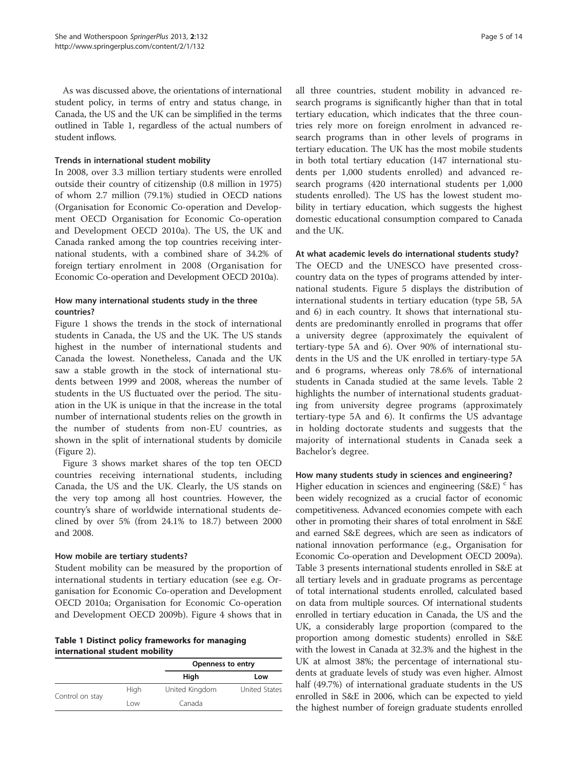As was discussed above, the orientations of international student policy, in terms of entry and status change, in Canada, the US and the UK can be simplified in the terms outlined in Table 1, regardless of the actual numbers of student inflows.

**Table 1 Distinct policy frameworks for managing international student mobility**

| | | Openness to entry | |
|---|---|---|---|
| | | High | Low |
| Control on stay | High | United Kingdom | United States |
| | Low | Canada | |

#### Trends in international student mobility

In 2008, over 3.3 million tertiary students were enrolled outside their country of citizenship (0.8 million in 1975) of whom 2.7 million (79.1%) studied in OECD nations (Organisation for Economic Co-operation and Development OECD Organisation for Economic Co-operation and Development OECD 2010a). The US, the UK and Canada ranked among the top countries receiving international students, with a combined share of 34.2% of foreign tertiary enrolment in 2008 (Organisation for Economic Co-operation and Development OECD 2010a).

#### How many international students study in the three countries?

Figure 1 shows the trends in the stock of international students in Canada, the US and the UK. The US stands highest in the number of international students and Canada the lowest. Nonetheless, Canada and the UK saw a stable growth in the stock of international students between 1999 and 2008, whereas the number of students in the US fluctuated over the period. The situation in the UK is unique in that the increase in the total number of international students relies on the growth in the number of students from non-EU countries, as shown in the split of international students by domicile (Figure 2).

Figure 3 shows market shares of the top ten OECD countries receiving international students, including Canada, the US and the UK. Clearly, the US stands on the very top among all host countries. However, the country's share of worldwide international students declined by over 5% (from 24.1% to 18.7) between 2000 and 2008.

#### How mobile are tertiary students?

Student mobility can be measured by the proportion of international students in tertiary education (see e.g. Organisation for Economic Co-operation and Development OECD 2010a; Organisation for Economic Co-operation and Development OECD 2009b). Figure 4 shows that in all three countries, student mobility in advanced research programs is significantly higher than that in total tertiary education, which indicates that the three countries rely more on foreign enrolment in advanced research programs than in other levels of programs in tertiary education. The UK has the most mobile students in both total tertiary education (147 international students per 1,000 students enrolled) and advanced research programs (420 international students per 1,000 students enrolled). The US has the lowest student mobility in tertiary education, which suggests the highest domestic educational consumption compared to Canada and the UK.

#### At what academic levels do international students study?

The OECD and the UNESCO have presented cross-country data on the types of programs attended by international students. Figure 5 displays the distribution of international students in tertiary education (type 5B, 5A and 6) in each country. It shows that international students are predominantly enrolled in programs that offer a university degree (approximately the equivalent of tertiary-type 5A and 6). Over 90% of international students in the US and the UK enrolled in tertiary-type 5A and 6 programs, whereas only 78.6% of international students in Canada studied at the same levels. Table 2 highlights the number of international students graduating from university degree programs (approximately tertiary-type 5A and 6). It confirms the US advantage in holding doctorate students and suggests that the majority of international students in Canada seek a Bachelor's degree.

#### How many students study in sciences and engineering?

Higher education in sciences and engineering (S&E) [c] has been widely recognized as a crucial factor of economic competitiveness. Advanced economies compete with each other in promoting their shares of total enrolment in S&E and earned S&E degrees, which are seen as indicators of national innovation performance (e.g., Organisation for Economic Co-operation and Development OECD 2009a). Table 3 presents international students enrolled in S&E at all tertiary levels and in graduate programs as percentage of total international students enrolled, calculated based on data from multiple sources. Of international students enrolled in tertiary education in Canada, the US and the UK, a considerably large proportion (compared to the proportion among domestic students) enrolled in S&E with the lowest in Canada at 32.3% and the highest in the UK at almost 38%; the percentage of international students at graduate levels of study was even higher. Almost half (49.7%) of international graduate students in the US enrolled in S&E in 2006, which can be expected to yield the highest number of foreign graduate students enrolled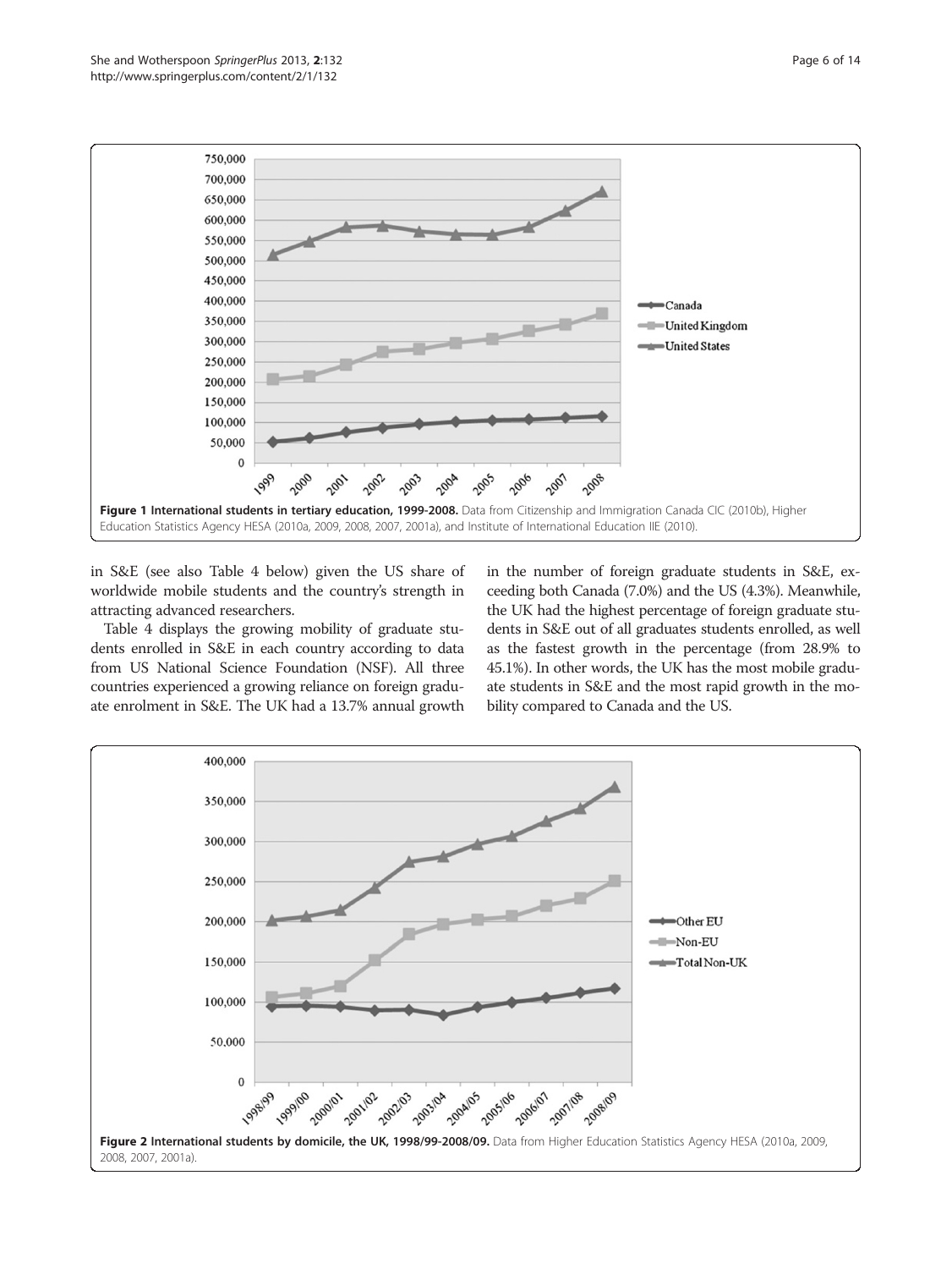**Figure 1 International students in tertiary education, 1999-2008.** Data from Citizenship and Immigration Canada CIC (2010b), Higher Education Statistics Agency HESA (2010a, 2009, 2008, 2007, 2001a), and Institute of International Education IIE (2010).

in S&E (see also Table 4 below) given the US share of worldwide mobile students and the country's strength in attracting advanced researchers.

Table 4 displays the growing mobility of graduate students enrolled in S&E in each country according to data from US National Science Foundation (NSF). All three countries experienced a growing reliance on foreign graduate enrolment in S&E. The UK had a 13.7% annual growth in the number of foreign graduate students in S&E, exceeding both Canada (7.0%) and the US (4.3%). Meanwhile, the UK had the highest percentage of foreign graduate students in S&E out of all graduates students enrolled, as well as the fastest growth in the percentage (from 28.9% to 45.1%). In other words, the UK has the most mobile graduate students in S&E and the most rapid growth in the mobility compared to Canada and the US.

**Figure 2 International students by domicile, the UK, 1998/99-2008/09.** Data from Higher Education Statistics Agency HESA (2010a, 2009, 2008, 2007, 2001a).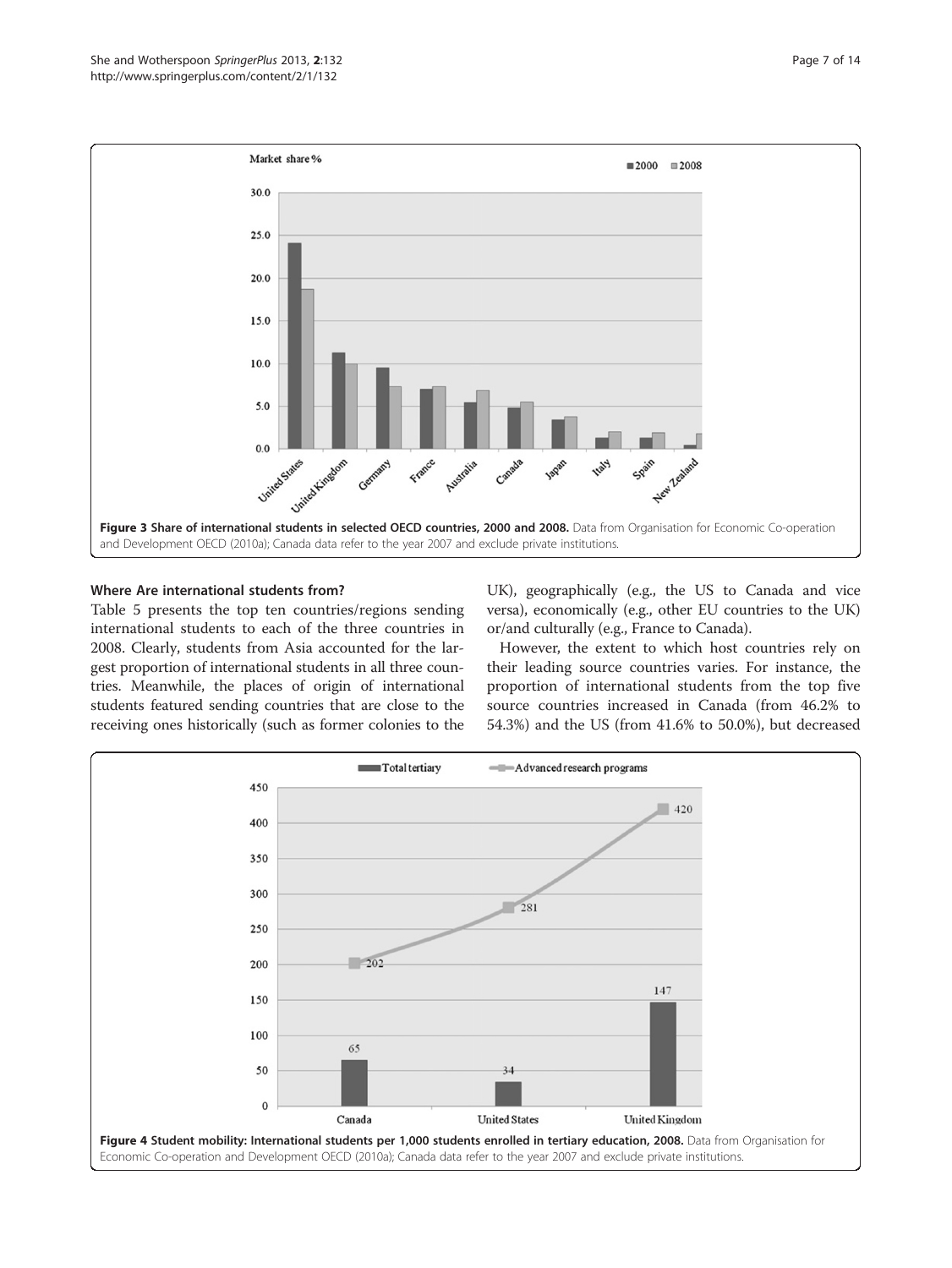Figure 3 Share of international students in selected OECD countries, 2000 and 2008. Data from Organisation for Economic Co-operation and Development OECD (2010a); Canada data refer to the year 2007 and exclude private institutions.

### Where Are international students from?

Table 5 presents the top ten countries/regions sending international students to each of the three countries in 2008. Clearly, students from Asia accounted for the largest proportion of international students in all three countries. Meanwhile, the places of origin of international students featured sending countries that are close to the receiving ones historically (such as former colonies to the UK), geographically (e.g., the US to Canada and vice versa), economically (e.g., other EU countries to the UK) or/and culturally (e.g., France to Canada).

However, the extent to which host countries rely on their leading source countries varies. For instance, the proportion of international students from the top five source countries increased in Canada (from 46.2% to 54.3%) and the US (from 41.6% to 50.0%), but decreased

Figure 4 Student mobility: International students per 1,000 students enrolled in tertiary education, 2008. Data from Organisation for Economic Co-operation and Development OECD (2010a); Canada data refer to the year 2007 and exclude private institutions.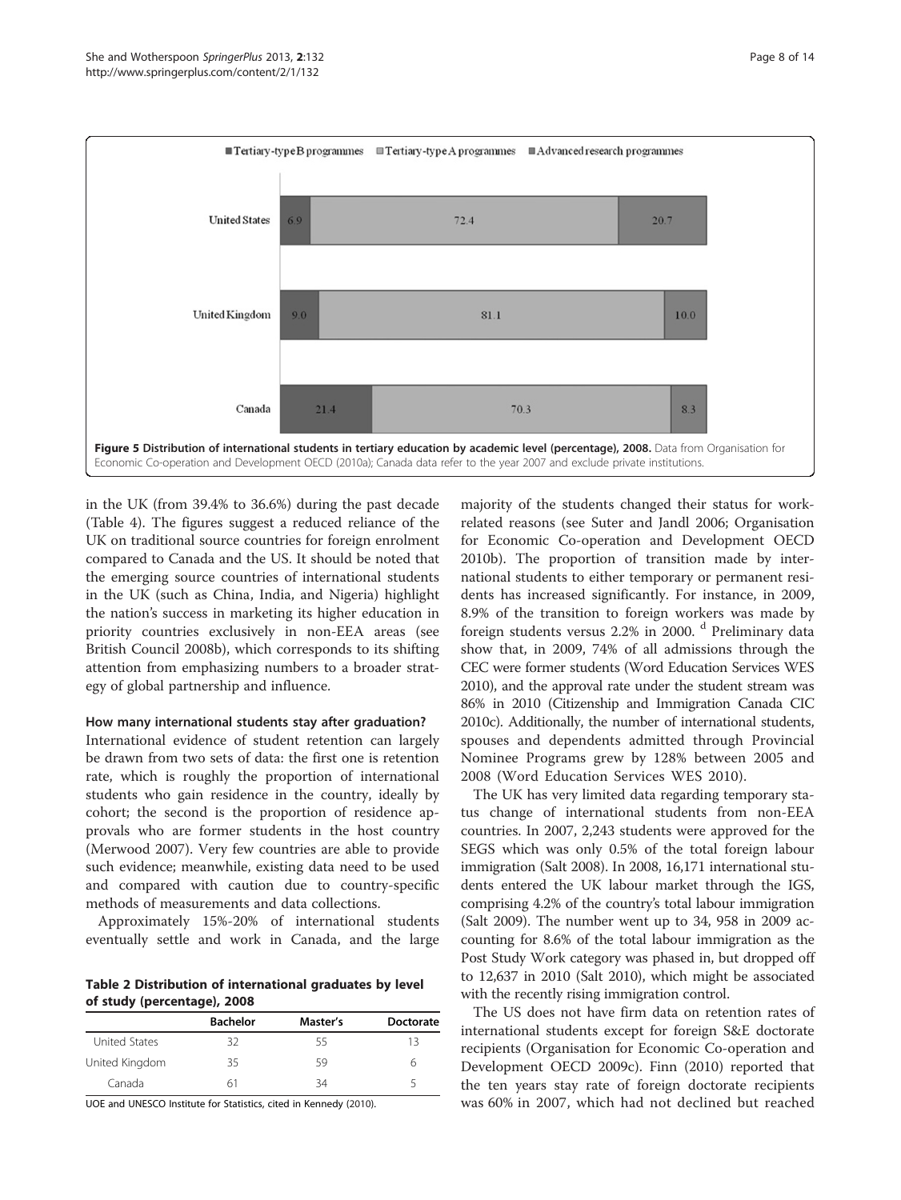Figure 5 Distribution of international students in tertiary education by academic level (percentage), 2008. Data from Organisation for Economic Co-operation and Development OECD (2010a); Canada data refer to the year 2007 and exclude private institutions.

in the UK (from 39.4% to 36.6%) during the past decade (Table 4). The figures suggest a reduced reliance of the UK on traditional source countries for foreign enrolment compared to Canada and the US. It should be noted that the emerging source countries of international students in the UK (such as China, India, and Nigeria) highlight the nation's success in marketing its higher education in priority countries exclusively in non-EEA areas (see British Council 2008b), which corresponds to its shifting attention from emphasizing numbers to a broader strategy of global partnership and influence.

#### How many international students stay after graduation?

International evidence of student retention can largely be drawn from two sets of data: the first one is retention rate, which is roughly the proportion of international students who gain residence in the country, ideally by cohort; the second is the proportion of residence approvals who are former students in the host country (Merwood 2007). Very few countries are able to provide such evidence; meanwhile, existing data need to be used and compared with caution due to country-specific methods of measurements and data collections.

Approximately 15%-20% of international students eventually settle and work in Canada, and the large majority of the students changed their status for work-related reasons (see Suter and Jandl 2006; Organisation for Economic Co-operation and Development OECD 2010b). The proportion of transition made by international students to either temporary or permanent residents has increased significantly. For instance, in 2009, 8.9% of the transition to foreign workers was made by foreign students versus 2.2% in 2000. [d] Preliminary data show that, in 2009, 74% of all admissions through the CEC were former students (Word Education Services WES 2010), and the approval rate under the student stream was 86% in 2010 (Citizenship and Immigration Canada CIC 2010c). Additionally, the number of international students, spouses and dependents admitted through Provincial Nominee Programs grew by 128% between 2005 and 2008 (Word Education Services WES 2010).

Table 2 Distribution of international graduates by level of study (percentage), 2008

| | Bachelor | Master's | Doctorate |
|---|---|---|---|
| United States | 32 | 55 | 13 |
| United Kingdom | 35 | 59 | 6 |
| Canada | 61 | 34 | 5 |

UOE and UNESCO Institute for Statistics, cited in Kennedy (2010).

The UK has very limited data regarding temporary status change of international students from non-EEA countries. In 2007, 2,243 students were approved for the SEGS which was only 0.5% of the total foreign labour immigration (Salt 2008). In 2008, 16,171 international students entered the UK labour market through the IGS, comprising 4.2% of the country's total labour immigration (Salt 2009). The number went up to 34, 958 in 2009 accounting for 8.6% of the total labour immigration as the Post Study Work category was phased in, but dropped off to 12,637 in 2010 (Salt 2010), which might be associated with the recently rising immigration control.

The US does not have firm data on retention rates of international students except for foreign S&E doctorate recipients (Organisation for Economic Co-operation and Development OECD 2009c). Finn (2010) reported that the ten years stay rate of foreign doctorate recipients was 60% in 2007, which had not declined but reached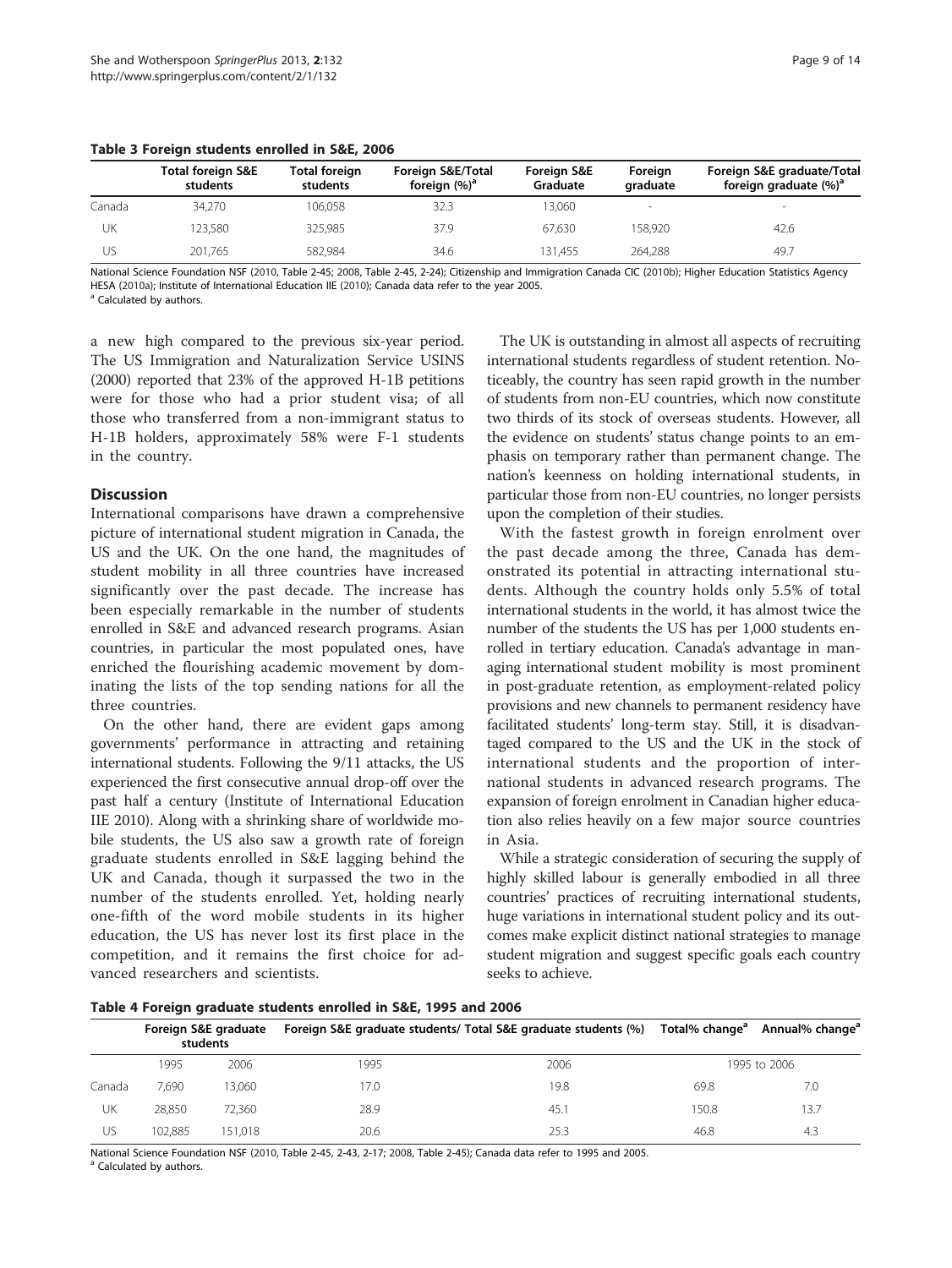**Table 3 Foreign students enrolled in S&E, 2006**

| | Total foreign S&E students | Total foreign students | Foreign S&E/Total foreign (%)[a] | Foreign S&E Graduate | Foreign graduate | Foreign S&E graduate/Total foreign graduate (%)[a] |
|---|---|---|---|---|---|---|
| Canada | 34,270 | 106,058 | 32.3 | 13,060 | - | - |
| UK | 123,580 | 325,985 | 37.9 | 67,630 | 158,920 | 42.6 |
| US | 201,765 | 582,984 | 34.6 | 131,455 | 264,288 | 49.7 |

National Science Foundation NSF (2010, Table 2-45; 2008, Table 2-45, 2-24); Citizenship and Immigration Canada CIC (2010b); Higher Education Statistics Agency HESA (2010a); Institute of International Education IIE (2010); Canada data refer to the year 2005.
[a] Calculated by authors.

a new high compared to the previous six-year period. The US Immigration and Naturalization Service USINS (2000) reported that 23% of the approved H-1B petitions were for those who had a prior student visa; of all those who transferred from a non-immigrant status to H-1B holders, approximately 58% were F-1 students in the country.

## Discussion

International comparisons have drawn a comprehensive picture of international student migration in Canada, the US and the UK. On the one hand, the magnitudes of student mobility in all three countries have increased significantly over the past decade. The increase has been especially remarkable in the number of students enrolled in S&E and advanced research programs. Asian countries, in particular the most populated ones, have enriched the flourishing academic movement by dominating the lists of the top sending nations for all the three countries.

On the other hand, there are evident gaps among governments' performance in attracting and retaining international students. Following the 9/11 attacks, the US experienced the first consecutive annual drop-off over the past half a century (Institute of International Education IIE 2010). Along with a shrinking share of worldwide mobile students, the US also saw a growth rate of foreign graduate students enrolled in S&E lagging behind the UK and Canada, though it surpassed the two in the number of the students enrolled. Yet, holding nearly one-fifth of the word mobile students in its higher education, the US has never lost its first place in the competition, and it remains the first choice for advanced researchers and scientists.

The UK is outstanding in almost all aspects of recruiting international students regardless of student retention. Noticeably, the country has seen rapid growth in the number of students from non-EU countries, which now constitute two thirds of its stock of overseas students. However, all the evidence on students' status change points to an emphasis on temporary rather than permanent change. The nation's keenness on holding international students, in particular those from non-EU countries, no longer persists upon the completion of their studies.

With the fastest growth in foreign enrolment over the past decade among the three, Canada has demonstrated its potential in attracting international students. Although the country holds only 5.5% of total international students in the world, it has almost twice the number of the students the US has per 1,000 students enrolled in tertiary education. Canada's advantage in managing international student mobility is most prominent in post-graduate retention, as employment-related policy provisions and new channels to permanent residency have facilitated students' long-term stay. Still, it is disadvantaged compared to the US and the UK in the stock of international students and the proportion of international students in advanced research programs. The expansion of foreign enrolment in Canadian higher education also relies heavily on a few major source countries in Asia.

While a strategic consideration of securing the supply of highly skilled labour is generally embodied in all three countries' practices of recruiting international students, huge variations in international student policy and its outcomes make explicit distinct national strategies to manage student migration and suggest specific goals each country seeks to achieve.

**Table 4 Foreign graduate students enrolled in S&E, 1995 and 2006**

| | Foreign S&E graduate students | | Foreign S&E graduate students/ Total S&E graduate students (%) | | Total% change[a] | Annual% change[a] |
|---|---|---|---|---|---|---|
| | 1995 | 2006 | 1995 | 2006 | 1995 to 2006 | |
| Canada | 7,690 | 13,060 | 17.0 | 19.8 | 69.8 | 7.0 |
| UK | 28,850 | 72,360 | 28.9 | 45.1 | 150.8 | 13.7 |
| US | 102,885 | 151,018 | 20.6 | 25.3 | 46.8 | 4.3 |

National Science Foundation NSF (2010, Table 2-45, 2-43, 2-17; 2008, Table 2-45); Canada data refer to 1995 and 2005.
[a] Calculated by authors.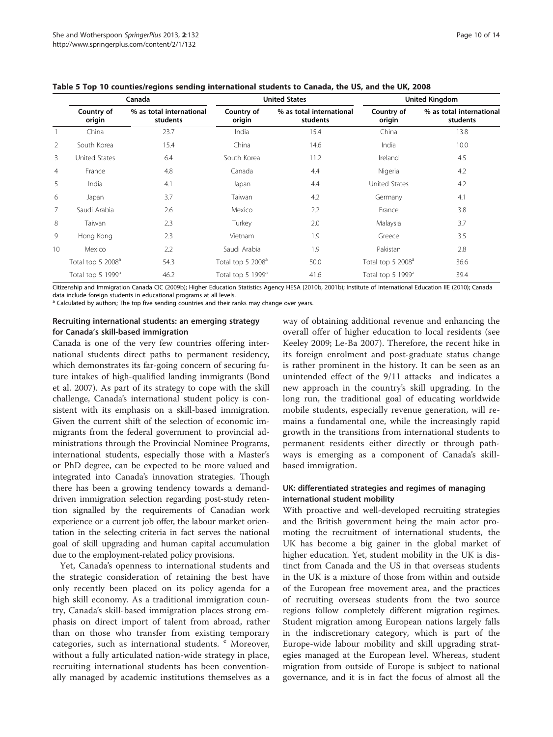**Table 5 Top 10 counties/regions sending international students to Canada, the US, and the UK, 2008**

| | Canada | | United States | | United Kingdom | |
|---|---|---|---|---|---|---|
| | Country of origin | % as total international students | Country of origin | % as total international students | Country of origin | % as total international students |
| 1 | China | 23.7 | India | 15.4 | China | 13.8 |
| 2 | South Korea | 15.4 | China | 14.6 | India | 10.0 |
| 3 | United States | 6.4 | South Korea | 11.2 | Ireland | 4.5 |
| 4 | France | 4.8 | Canada | 4.4 | Nigeria | 4.2 |
| 5 | India | 4.1 | Japan | 4.4 | United States | 4.2 |
| 6 | Japan | 3.7 | Taiwan | 4.2 | Germany | 4.1 |
| 7 | Saudi Arabia | 2.6 | Mexico | 2.2 | France | 3.8 |
| 8 | Taiwan | 2.3 | Turkey | 2.0 | Malaysia | 3.7 |
| 9 | Hong Kong | 2.3 | Vietnam | 1.9 | Greece | 3.5 |
| 10 | Mexico | 2.2 | Saudi Arabia | 1.9 | Pakistan | 2.8 |
| | Total top 5 2008[a] | 54.3 | Total top 5 2008[a] | 50.0 | Total top 5 2008[a] | 36.6 |
| | Total top 5 1999[a] | 46.2 | Total top 5 1999[a] | 41.6 | Total top 5 1999[a] | 39.4 |

Citizenship and Immigration Canada CIC (2009b); Higher Education Statistics Agency HESA (2010b, 2001b); Institute of International Education IIE (2010); Canada data include foreign students in educational programs at all levels.

[a] Calculated by authors; The top five sending countries and their ranks may change over years.

### Recruiting international students: an emerging strategy for Canada's skill-based immigration

Canada is one of the very few countries offering international students direct paths to permanent residency, which demonstrates its far-going concern of securing future intakes of high-qualified landing immigrants (Bond et al. 2007). As part of its strategy to cope with the skill challenge, Canada's international student policy is consistent with its emphasis on a skill-based immigration. Given the current shift of the selection of economic immigrants from the federal government to provincial administrations through the Provincial Nominee Programs, international students, especially those with a Master's or PhD degree, can be expected to be more valued and integrated into Canada's innovation strategies. Though there has been a growing tendency towards a demand-driven immigration selection regarding post-study retention signalled by the requirements of Canadian work experience or a current job offer, the labour market orientation in the selecting criteria in fact serves the national goal of skill upgrading and human capital accumulation due to the employment-related policy provisions.

Yet, Canada's openness to international students and the strategic consideration of retaining the best have only recently been placed on its policy agenda for a high skill economy. As a traditional immigration country, Canada's skill-based immigration places strong emphasis on direct import of talent from abroad, rather than on those who transfer from existing temporary categories, such as international students. [e] Moreover, without a fully articulated nation-wide strategy in place, recruiting international students has been conventionally managed by academic institutions themselves as a way of obtaining additional revenue and enhancing the overall offer of higher education to local residents (see Keeley 2009; Le-Ba 2007). Therefore, the recent hike in its foreign enrolment and post-graduate status change is rather prominent in the history. It can be seen as an unintended effect of the 9/11 attacks and indicates a new approach in the country's skill upgrading. In the long run, the traditional goal of educating worldwide mobile students, especially revenue generation, will remains a fundamental one, while the increasingly rapid growth in the transitions from international students to permanent residents either directly or through pathways is emerging as a component of Canada's skill-based immigration.

### UK: differentiated strategies and regimes of managing international student mobility

With proactive and well-developed recruiting strategies and the British government being the main actor promoting the recruitment of international students, the UK has become a big gainer in the global market of higher education. Yet, student mobility in the UK is distinct from Canada and the US in that overseas students in the UK is a mixture of those from within and outside of the European free movement area, and the practices of recruiting overseas students from the two source regions follow completely different migration regimes. Student migration among European nations largely falls in the indiscretionary category, which is part of the Europe-wide labour mobility and skill upgrading strategies managed at the European level. Whereas, student migration from outside of Europe is subject to national governance, and it is in fact the focus of almost all the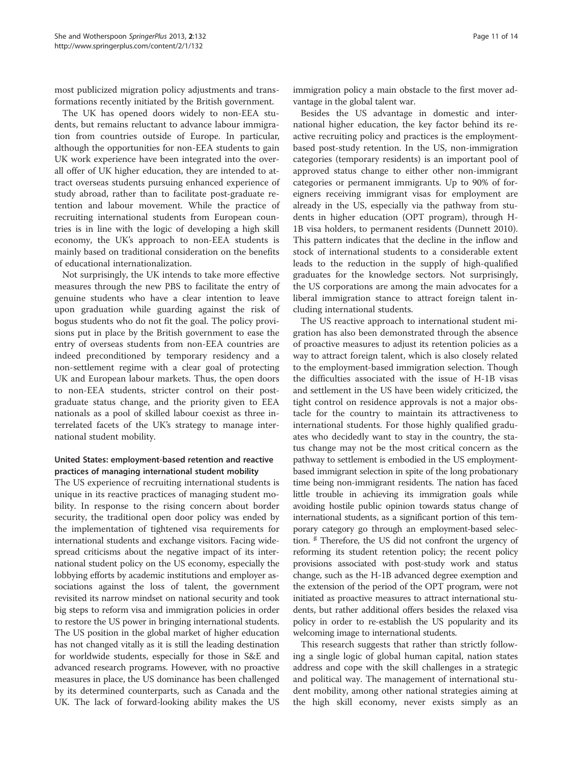most publicized migration policy adjustments and transformations recently initiated by the British government.

The UK has opened doors widely to non-EEA students, but remains reluctant to advance labour immigration from countries outside of Europe. In particular, although the opportunities for non-EEA students to gain UK work experience have been integrated into the overall offer of UK higher education, they are intended to attract overseas students pursuing enhanced experience of study abroad, rather than to facilitate post-graduate retention and labour movement. While the practice of recruiting international students from European countries is in line with the logic of developing a high skill economy, the UK's approach to non-EEA students is mainly based on traditional consideration on the benefits of educational internationalization.

Not surprisingly, the UK intends to take more effective measures through the new PBS to facilitate the entry of genuine students who have a clear intention to leave upon graduation while guarding against the risk of bogus students who do not fit the goal. The policy provisions put in place by the British government to ease the entry of overseas students from non-EEA countries are indeed preconditioned by temporary residency and a non-settlement regime with a clear goal of protecting UK and European labour markets. Thus, the open doors to non-EEA students, stricter control on their post-graduate status change, and the priority given to EEA nationals as a pool of skilled labour coexist as three interrelated facets of the UK's strategy to manage international student mobility.

### United States: employment-based retention and reactive practices of managing international student mobility

The US experience of recruiting international students is unique in its reactive practices of managing student mobility. In response to the rising concern about border security, the traditional open door policy was ended by the implementation of tightened visa requirements for international students and exchange visitors. Facing widespread criticisms about the negative impact of its international student policy on the US economy, especially the lobbying efforts by academic institutions and employer associations against the loss of talent, the government revisited its narrow mindset on national security and took big steps to reform visa and immigration policies in order to restore the US power in bringing international students. The US position in the global market of higher education has not changed vitally as it is still the leading destination for worldwide students, especially for those in S&E and advanced research programs. However, with no proactive measures in place, the US dominance has been challenged by its determined counterparts, such as Canada and the UK. The lack of forward-looking ability makes the US immigration policy a main obstacle to the first mover advantage in the global talent war.

Besides the US advantage in domestic and international higher education, the key factor behind its reactive recruiting policy and practices is the employment-based post-study retention. In the US, non-immigration categories (temporary residents) is an important pool of approved status change to either other non-immigrant categories or permanent immigrants. Up to 90% of foreigners receiving immigrant visas for employment are already in the US, especially via the pathway from students in higher education (OPT program), through H-1B visa holders, to permanent residents (Dunnett 2010). This pattern indicates that the decline in the inflow and stock of international students to a considerable extent leads to the reduction in the supply of high-qualified graduates for the knowledge sectors. Not surprisingly, the US corporations are among the main advocates for a liberal immigration stance to attract foreign talent including international students.

The US reactive approach to international student migration has also been demonstrated through the absence of proactive measures to adjust its retention policies as a way to attract foreign talent, which is also closely related to the employment-based immigration selection. Though the difficulties associated with the issue of H-1B visas and settlement in the US have been widely criticized, the tight control on residence approvals is not a major obstacle for the country to maintain its attractiveness to international students. For those highly qualified graduates who decidedly want to stay in the country, the status change may not be the most critical concern as the pathway to settlement is embodied in the US employment-based immigrant selection in spite of the long probationary time being non-immigrant residents. The nation has faced little trouble in achieving its immigration goals while avoiding hostile public opinion towards status change of international students, as a significant portion of this temporary category go through an employment-based selection. [g] Therefore, the US did not confront the urgency of reforming its student retention policy; the recent policy provisions associated with post-study work and status change, such as the H-1B advanced degree exemption and the extension of the period of the OPT program, were not initiated as proactive measures to attract international students, but rather additional offers besides the relaxed visa policy in order to re-establish the US popularity and its welcoming image to international students.

This research suggests that rather than strictly following a single logic of global human capital, nation states address and cope with the skill challenges in a strategic and political way. The management of international student mobility, among other national strategies aiming at the high skill economy, never exists simply as an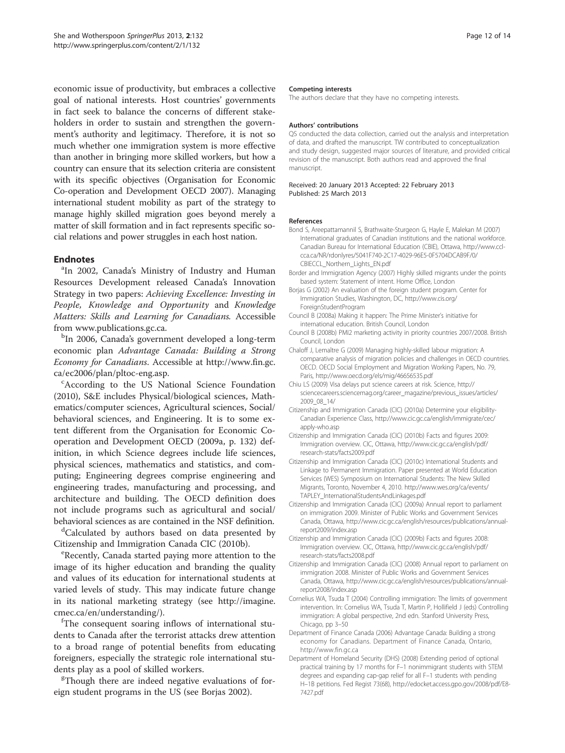economic issue of productivity, but embraces a collective goal of national interests. Host countries' governments in fact seek to balance the concerns of different stakeholders in order to sustain and strengthen the government's authority and legitimacy. Therefore, it is not so much whether one immigration system is more effective than another in bringing more skilled workers, but how a country can ensure that its selection criteria are consistent with its specific objectives (Organisation for Economic Co-operation and Development OECD 2007). Managing international student mobility as part of the strategy to manage highly skilled migration goes beyond merely a matter of skill formation and in fact represents specific social relations and power struggles in each host nation.

## Endnotes

[a]In 2002, Canada's Ministry of Industry and Human Resources Development released Canada's Innovation Strategy in two papers: *Achieving Excellence: Investing in People, Knowledge and Opportunity* and *Knowledge Matters: Skills and Learning for Canadians*. Accessible from www.publications.gc.ca.

[b]In 2006, Canada's government developed a long-term economic plan *Advantage Canada: Building a Strong Economy for Canadians*. Accessible at http://www.fin.gc.ca/ec2006/plan/pltoc-eng.asp.

[c]According to the US National Science Foundation (2010), S&E includes Physical/biological sciences, Mathematics/computer sciences, Agricultural sciences, Social/behavioral sciences, and Engineering. It is to some extent different from the Organisation for Economic Co-operation and Development OECD (2009a, p. 132) definition, in which Science degrees include life sciences, physical sciences, mathematics and statistics, and computing; Engineering degrees comprise engineering and engineering trades, manufacturing and processing, and architecture and building. The OECD definition does not include programs such as agricultural and social/behavioral sciences as are contained in the NSF definition.

[d]Calculated by authors based on data presented by Citizenship and Immigration Canada CIC (2010b).

[e]Recently, Canada started paying more attention to the image of its higher education and branding the quality and values of its education for international students at varied levels of study. This may indicate future change in its national marketing strategy (see http://imagine.cmec.ca/en/understanding/).

[f]The consequent soaring inflows of international students to Canada after the terrorist attacks drew attention to a broad range of potential benefits from educating foreigners, especially the strategic role international students play as a pool of skilled workers.

[g]Though there are indeed negative evaluations of foreign student programs in the US (see Borjas 2002).

### Competing interests

The authors declare that they have no competing interests.

### Authors' contributions

QS conducted the data collection, carried out the analysis and interpretation of data, and drafted the manuscript. TW contributed to conceptualization and study design, suggested major sources of literature, and provided critical revision of the manuscript. Both authors read and approved the final manuscript.

Received: 20 January 2013 Accepted: 22 February 2013
Published: 25 March 2013

### References

Bond S, Areepattamannil S, Brathwaite-Sturgeon G, Hayle E, Malekan M (2007) International graduates of Canadian institutions and the national workforce. Canadian Bureau for International Education (CBIE), Ottawa, http://www.ccl-cca.ca/NR/rdonlyres/5041F740-2C17-4029-96E5-0F5704DCAB9F/0/CBIECCL_Northern_Lights_EN.pdf

Border and Immigration Agency (2007) Highly skilled migrants under the points based system: Statement of intent. Home Office, London

Borjas G (2002) An evaluation of the foreign student program. Center for Immigration Studies, Washington, DC, http://www.cis.org/ForeignStudentProgram

Council B (2008a) Making it happen: The Prime Minister's initiative for international education. British Council, London

Council B (2008b) PMI2 marketing activity in priority countries 2007/2008. British Council, London

Chaloff J, Lemaître G (2009) Managing highly-skilled labour migration: A comparative analysis of migration policies and challenges in OECD countries. OECD. OECD Social Employment and Migration Working Papers, No. 79, Paris, http://www.oecd.org/els/mig/46656535.pdf

Chiu LS (2009) Visa delays put science careers at risk. Science, http://sciencecareers.sciencemag.org/career_magazine/previous_issues/articles/2009_08_14/

Citizenship and Immigration Canada (CIC) (2010a) Determine your eligibility-Canadian Experience Class, http://www.cic.gc.ca/english/immigrate/cec/apply-who.asp

Citizenship and Immigration Canada (CIC) (2010b) Facts and figures 2009: Immigration overview. CIC, Ottawa, http://www.cic.gc.ca/english/pdf/research-stats/facts2009.pdf

Citizenship and Immigration Canada (CIC) (2010c) International Students and Linkage to Permanent Immigration. Paper presented at World Education Services (WES) Symposium on International Students: The New Skilled Migrants, Toronto, November 4, 2010. http://www.wes.org/ca/events/TAPLEY_InternationalStudentsAndLinkages.pdf

Citizenship and Immigration Canada (CIC) (2009a) Annual report to parliament on immigration 2009. Minister of Public Works and Government Services Canada, Ottawa, http://www.cic.gc.ca/english/resources/publications/annual-report2009/index.asp

Citizenship and Immigration Canada (CIC) (2009b) Facts and figures 2008: Immigration overview. CIC, Ottawa, http://www.cic.gc.ca/english/pdf/research-stats/facts2008.pdf

Citizenship and Immigration Canada (CIC) (2008) Annual report to parliament on immigration 2008. Minister of Public Works and Government Services Canada, Ottawa, http://www.cic.gc.ca/english/resources/publications/annual-report2008/index.asp

Cornelius WA, Tsuda T (2004) Controlling immigration: The limits of government intervention. In: Cornelius WA, Tsuda T, Martin P, Hollifield J (eds) Controlling immigration: A global perspective, 2nd edn. Stanford University Press, Chicago, pp 3–50

Department of Finance Canada (2006) Advantage Canada: Building a strong economy for Canadians. Department of Finance Canada, Ontario, http://www.fin.gc.ca

Department of Homeland Security (DHS) (2008) Extending period of optional practical training by 17 months for F–1 nonimmigrant students with STEM degrees and expanding cap-gap relief for all F–1 students with pending H–1B petitions. Fed Regist 73(68), http://edocket.access.gpo.gov/2008/pdf/E8-7427.pdf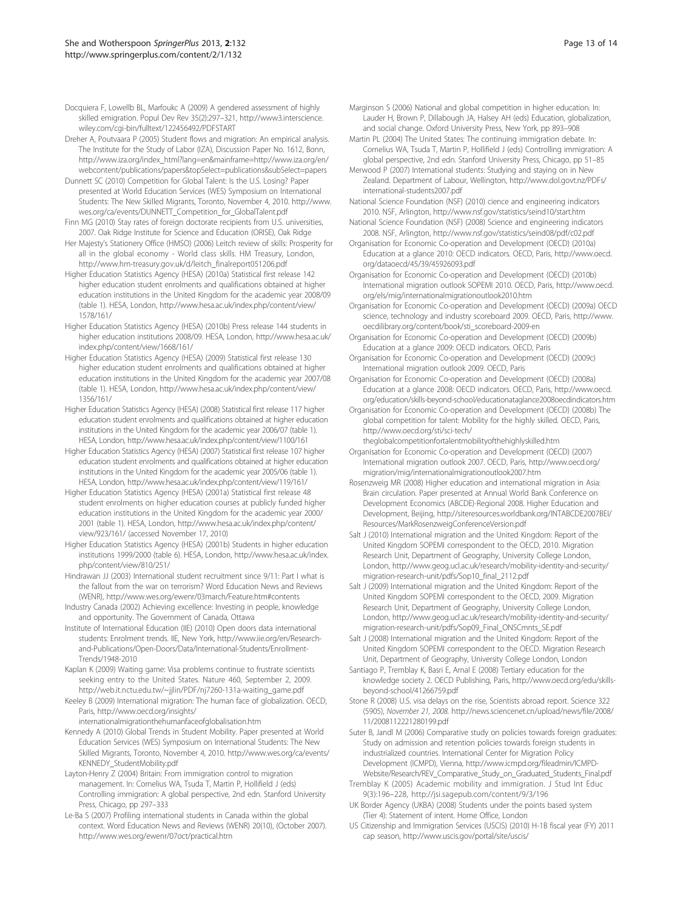Docquiera F, Lowellb BL, Marfoukc A (2009) A gendered assessment of highly skilled emigration. Popul Dev Rev 35(2):297–321, http://www3.interscience.wiley.com/cgi-bin/fulltext/122456492/PDFSTART

Dreher A, Poutvaara P (2005) Student flows and migration: An empirical analysis. The Institute for the Study of Labor (IZA), Discussion Paper No. 1612, Bonn, http://www.iza.org/index_html?lang=en&mainframe=http://www.iza.org/en/webcontent/publications/papers&topSelect=publications&subSelect=papers

Dunnett SC (2010) Competition for Global Talent: Is the U.S. Losing? Paper presented at World Education Services (WES) Symposium on International Students: The New Skilled Migrants, Toronto, November 4, 2010. http://www.wes.org/ca/events/DUNNETT_Competition_for_GlobalTalent.pdf

Finn MG (2010) Stay rates of foreign doctorate recipients from U.S. universities, 2007. Oak Ridge Institute for Science and Education (ORISE), Oak Ridge

Her Majesty's Stationery Office (HMSO) (2006) Leitch review of skills: Prosperity for all in the global economy - World class skills. HM Treasury, London, http://www.hm-treasury.gov.uk/d/leitch_finalreport051206.pdf

Higher Education Statistics Agency (HESA) (2010a) Statistical first release 142 higher education student enrolments and qualifications obtained at higher education institutions in the United Kingdom for the academic year 2008/09 (table 1). HESA, London, http://www.hesa.ac.uk/index.php/content/view/1578/161/

Higher Education Statistics Agency (HESA) (2010b) Press release 144 students in higher education institutions 2008/09. HESA, London, http://www.hesa.ac.uk/index.php/content/view/1668/161/

Higher Education Statistics Agency (HESA) (2009) Statistical first release 130 higher education student enrolments and qualifications obtained at higher education institutions in the United Kingdom for the academic year 2007/08 (table 1). HESA, London, http://www.hesa.ac.uk/index.php/content/view/1356/161/

Higher Education Statistics Agency (HESA) (2008) Statistical first release 117 higher education student enrolments and qualifications obtained at higher education institutions in the United Kingdom for the academic year 2006/07 (table 1). HESA, London, http://www.hesa.ac.uk/index.php/content/view/1100/161

Higher Education Statistics Agency (HESA) (2007) Statistical first release 107 higher education student enrolments and qualifications obtained at higher education institutions in the United Kingdom for the academic year 2005/06 (table 1). HESA, London, http://www.hesa.ac.uk/index.php/content/view/119/161/

Higher Education Statistics Agency (HESA) (2001a) Statistical first release 48 student enrolments on higher education courses at publicly funded higher education institutions in the United Kingdom for the academic year 2000/2001 (table 1). HESA, London, http://www.hesa.ac.uk/index.php/content/view/923/161/ (accessed November 17, 2010)

Higher Education Statistics Agency (HESA) (2001b) Students in higher education institutions 1999/2000 (table 6). HESA, London, http://www.hesa.ac.uk/index.php/content/view/810/251/

Hindrawan JJ (2003) International student recruitment since 9/11: Part I what is the fallout from the war on terrorism? Word Education News and Reviews (WENR), http://www.wes.org/ewenr/03march/Feature.htm#contents

Industry Canada (2002) Achieving excellence: Investing in people, knowledge and opportunity. The Government of Canada, Ottawa

Institute of International Education (IIE) (2010) Open doors data international students: Enrolment trends. IIE, New York, http://www.iie.org/en/Research-and-Publications/Open-Doors/Data/International-Students/Enrollment-Trends/1948-2010

Kaplan K (2009) Waiting game: Visa problems continue to frustrate scientists seeking entry to the United States. Nature 460, September 2, 2009. http://web.it.nctu.edu.tw/~jjlin/PDF/nj7260-131a-waiting_game.pdf

Keeley B (2009) International migration: The human face of globalization. OECD, Paris, http://www.oecd.org/insights/internationalmigrationthehumanfaceofglobalisation.htm

Kennedy A (2010) Global Trends in Student Mobility. Paper presented at World Education Services (WES) Symposium on International Students: The New Skilled Migrants, Toronto, November 4, 2010. http://www.wes.org/ca/events/KENNEDY_StudentMobility.pdf

Layton-Henry Z (2004) Britain: From immigration control to migration management. In: Cornelius WA, Tsuda T, Martin P, Hollifield J (eds) Controlling immigration: A global perspective, 2nd edn. Stanford University Press, Chicago, pp 297–333

Le-Ba S (2007) Profiling international students in Canada within the global context. Word Education News and Reviews (WENR) 20(10), (October 2007). http://www.wes.org/ewenr/07oct/practical.htm

Marginson S (2006) National and global competition in higher education. In: Lauder H, Brown P, Dillabough JA, Halsey AH (eds) Education, globalization, and social change. Oxford University Press, New York, pp 893–908

Martin PL (2004) The United States: The continuing immigration debate. In: Cornelius WA, Tsuda T, Martin P, Hollifield J (eds) Controlling immigration: A global perspective, 2nd edn. Stanford University Press, Chicago, pp 51–85

Merwood P (2007) International students: Studying and staying on in New Zealand. Department of Labour, Wellington, http://www.dol.govt.nz/PDFs/international-students2007.pdf

National Science Foundation (NSF) (2010) cience and engineering indicators 2010. NSF, Arlington, http://www.nsf.gov/statistics/seind10/start.htm

National Science Foundation (NSF) (2008) Science and engineering indicators 2008. NSF, Arlington, http://www.nsf.gov/statistics/seind08/pdf/c02.pdf

Organisation for Economic Co-operation and Development (OECD) (2010a) Education at a glance 2010: OECD indicators. OECD, Paris, http://www.oecd.org/dataoecd/45/39/45926093.pdf

Organisation for Economic Co-operation and Development (OECD) (2010b) International migration outlook SOPEMI 2010. OECD, Paris, http://www.oecd.org/els/mig/internationalmigrationoutlook2010.htm

Organisation for Economic Co-operation and Development (OECD) (2009a) OECD science, technology and industry scoreboard 2009. OECD, Paris, http://www.oecdilibrary.org/content/book/sti_scoreboard-2009-en

Organisation for Economic Co-operation and Development (OECD) (2009b) Education at a glance 2009: OECD indicators. OECD, Paris

Organisation for Economic Co-operation and Development (OECD) (2009c) International migration outlook 2009. OECD, Paris

Organisation for Economic Co-operation and Development (OECD) (2008a) Education at a glance 2008: OECD indicators. OECD, Paris, http://www.oecd.org/education/skills-beyond-school/educationataglance2008oecdindicators.htm

Organisation for Economic Co-operation and Development (OECD) (2008b) The global competition for talent: Mobility for the highly skilled. OECD, Paris, http://www.oecd.org/sti/sci-tech/theglobalcompetitionfortalentmobilityofthehighlyskilled.htm

Organisation for Economic Co-operation and Development (OECD) (2007) International migration outlook 2007. OECD, Paris, http://www.oecd.org/migration/mig/internationalmigrationoutlook2007.htm

Rosenzweig MR (2008) Higher education and international migration in Asia: Brain circulation. Paper presented at Annual World Bank Conference on Development Economics (ABCDE)-Regional 2008. Higher Education and Development, Beijing, http://siteresources.worldbank.org/INTABCDE2007BEI/Resources/MarkRosenzweigConferenceVersion.pdf

Salt J (2010) International migration and the United Kingdom: Report of the United Kingdom SOPEMI correspondent to the OECD, 2010. Migration Research Unit, Department of Geography, University College London, London, http://www.geog.ucl.ac.uk/research/mobility-identity-and-security/migration-research-unit/pdfs/Sop10_final_2112.pdf

Salt J (2009) International migration and the United Kingdom: Report of the United Kingdom SOPEMI correspondent to the OECD, 2009. Migration Research Unit, Department of Geography, University College London, London, http://www.geog.ucl.ac.uk/research/mobility-identity-and-security/migration-research-unit/pdfs/Sop09_Final_ONSCmnts_SE.pdf

Salt J (2008) International migration and the United Kingdom: Report of the United Kingdom SOPEMI correspondent to the OECD. Migration Research Unit, Department of Geography, University College London, London

Santiago P, Tremblay K, Basri E, Arnal E (2008) Tertiary education for the knowledge society 2. OECD Publishing, Paris, http://www.oecd.org/edu/skills-beyond-school/41266759.pdf

Stone R (2008) U.S. visa delays on the rise, Scientists abroad report. Science 322 (5905), *November 21, 2008*. http://news.sciencenet.cn/upload/news/file/2008/11/2008112221280199.pdf

Suter B, Jandl M (2006) Comparative study on policies towards foreign graduates: Study on admission and retention policies towards foreign students in industrialized countries. International Center for Migration Policy Development (ICMPD), Vienna, http://www.icmpd.org/fileadmin/ICMPD-Website/Research/REV_Comparative_Study_on_Graduated_Students_Final.pdf

Tremblay K (2005) Academic mobility and immigration. J Stud Int Educ 9(3):196–228, http://jsi.sagepub.com/content/9/3/196

UK Border Agency (UKBA) (2008) Students under the points based system (Tier 4): Statement of intent. Home Office, London

US Citizenship and Immigration Services (USCIS) (2010) H-1B fiscal year (FY) 2011 cap season, http://www.uscis.gov/portal/site/uscis/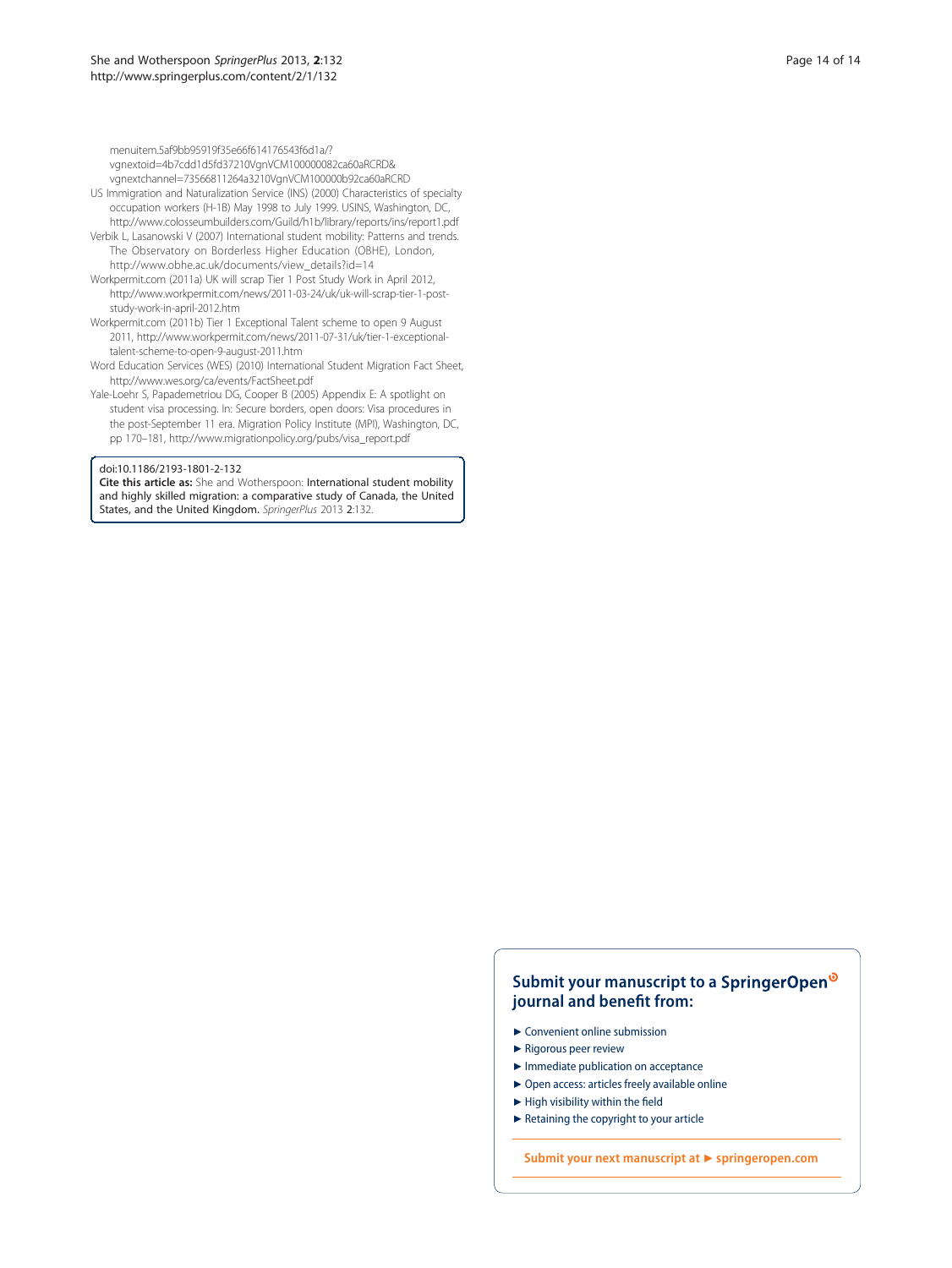menuitem.5af9bb95919f35e66f614176543f6d1a/?vgnextoid=4b7cdd1d5fd37210VgnVCM100000082ca60aRCRD&vgnextchannel=73566811264a3210VgnVCM100000b92ca60aRCRD

US Immigration and Naturalization Service (INS) (2000) Characteristics of specialty occupation workers (H-1B) May 1998 to July 1999. USINS, Washington, DC, http://www.colosseumbuilders.com/Guild/h1b/library/reports/ins/report1.pdf

Verbik L, Lasanowski V (2007) International student mobility: Patterns and trends. The Observatory on Borderless Higher Education (OBHE), London, http://www.obhe.ac.uk/documents/view_details?id=14

Workpermit.com (2011a) UK will scrap Tier 1 Post Study Work in April 2012, http://www.workpermit.com/news/2011-03-24/uk/uk-will-scrap-tier-1-post-study-work-in-april-2012.htm

Workpermit.com (2011b) Tier 1 Exceptional Talent scheme to open 9 August 2011, http://www.workpermit.com/news/2011-07-31/uk/tier-1-exceptional-talent-scheme-to-open-9-august-2011.htm

Word Education Services (WES) (2010) International Student Migration Fact Sheet, http://www.wes.org/ca/events/FactSheet.pdf

Yale-Loehr S, Papademetriou DG, Cooper B (2005) Appendix E: A spotlight on student visa processing. In: Secure borders, open doors: Visa procedures in the post-September 11 era. Migration Policy Institute (MPI), Washington, DC, pp 170–181, http://www.migrationpolicy.org/pubs/visa_report.pdf

doi:10.1186/2193-1801-2-132

**Cite this article as:** She and Wotherspoon: International student mobility and highly skilled migration: a comparative study of Canada, the United States, and the United Kingdom. *SpringerPlus* 2013 **2**:132.

**Submit your manuscript to a SpringerOpen journal and benefit from:**

- ► Convenient online submission
- ► Rigorous peer review
- ► Immediate publication on acceptance
- ► Open access: articles freely available online
- ► High visibility within the field
- ► Retaining the copyright to your article

**Submit your next manuscript at ► springeropen.com**